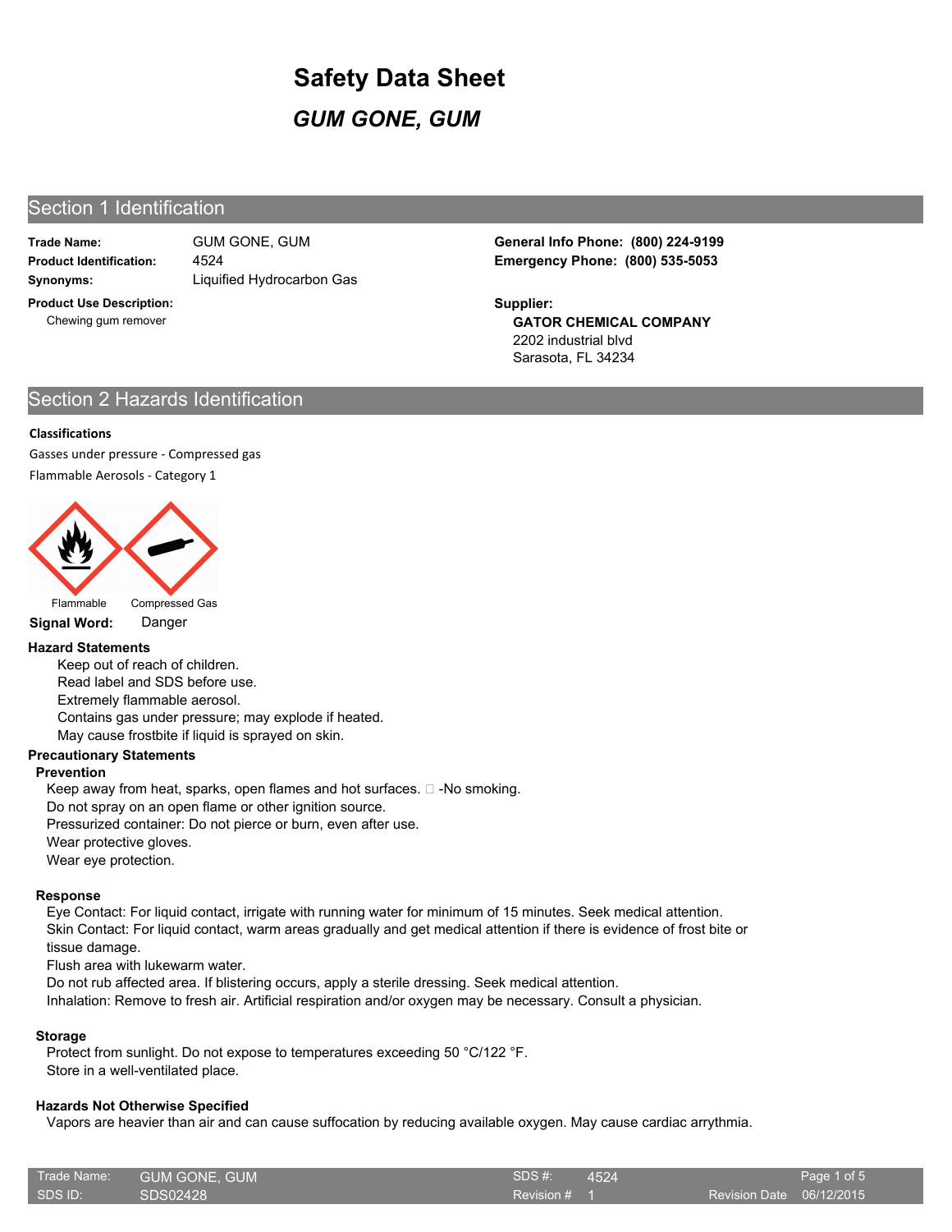# Safety Data Sheet

## *GUM GONE, GUM*

## Section 1 Identification

**Trade Name:** GUM GONE, GUM
**Product Identification:** 4524
**Synonyms:** Liquified Hydrocarbon Gas

**Product Use Description:**
Chewing gum remover

**General Info Phone: (800) 224-9199**
**Emergency Phone: (800) 535-5053**

**Supplier:**
**GATOR CHEMICAL COMPANY**
2202 industrial blvd
Sarasota, FL 34234

## Section 2 Hazards Identification

**Classifications**

Gasses under pressure - Compressed gas

Flammable Aerosols - Category 1

Flammable Compressed Gas

**Signal Word:** Danger

**Hazard Statements**

Keep out of reach of children.
Read label and SDS before use.
Extremely flammable aerosol.
Contains gas under pressure; may explode if heated.
May cause frostbite if liquid is sprayed on skin.

**Precautionary Statements**

**Prevention**

Keep away from heat, sparks, open flames and hot surfaces.  -No smoking.
Do not spray on an open flame or other ignition source.
Pressurized container: Do not pierce or burn, even after use.
Wear protective gloves.
Wear eye protection.

**Response**

Eye Contact: For liquid contact, irrigate with running water for minimum of 15 minutes. Seek medical attention.
Skin Contact: For liquid contact, warm areas gradually and get medical attention if there is evidence of frost bite or tissue damage.
Flush area with lukewarm water.
Do not rub affected area. If blistering occurs, apply a sterile dressing. Seek medical attention.
Inhalation: Remove to fresh air. Artificial respiration and/or oxygen may be necessary. Consult a physician.

**Storage**

Protect from sunlight. Do not expose to temperatures exceeding 50 °C/122 °F.
Store in a well-ventilated place.

**Hazards Not Otherwise Specified**

Vapors are heavier than air and can cause suffocation by reducing available oxygen. May cause cardiac arrythmia.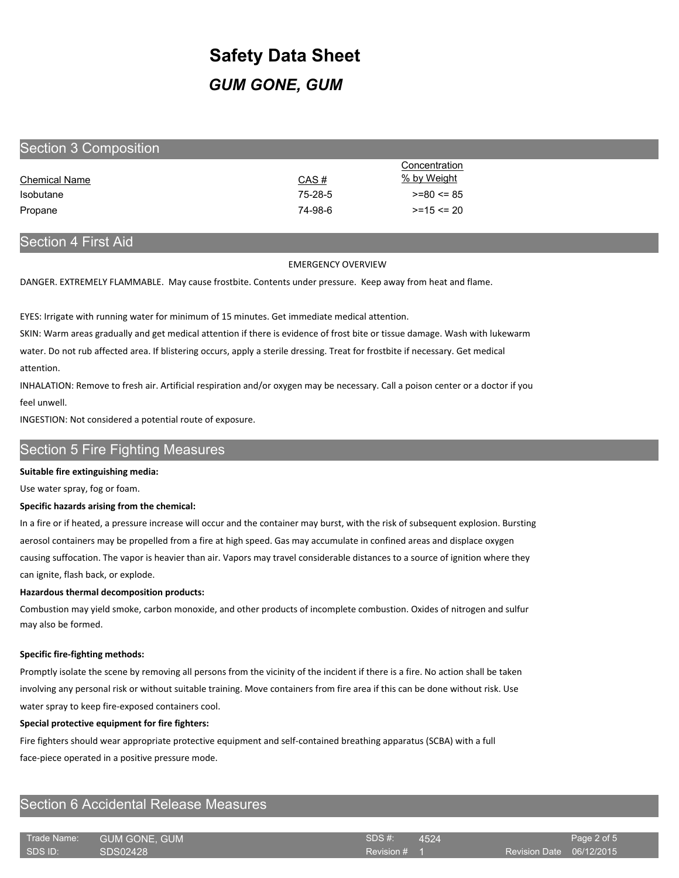# Safety Data Sheet

## *GUM GONE, GUM*

## Section 3 Composition

| Chemical Name | CAS # | Concentration % by Weight |
|---|---|---|
| Isobutane | 75-28-5 | >=80 <= 85 |
| Propane | 74-98-6 | >=15 <= 20 |

## Section 4 First Aid

EMERGENCY OVERVIEW

DANGER. EXTREMELY FLAMMABLE. May cause frostbite. Contents under pressure. Keep away from heat and flame.

EYES: Irrigate with running water for minimum of 15 minutes. Get immediate medical attention.

SKIN: Warm areas gradually and get medical attention if there is evidence of frost bite or tissue damage. Wash with lukewarm water. Do not rub affected area. If blistering occurs, apply a sterile dressing. Treat for frostbite if necessary. Get medical attention.

INHALATION: Remove to fresh air. Artificial respiration and/or oxygen may be necessary. Call a poison center or a doctor if you feel unwell.

INGESTION: Not considered a potential route of exposure.

## Section 5 Fire Fighting Measures

**Suitable fire extinguishing media:**

Use water spray, fog or foam.

**Specific hazards arising from the chemical:**

In a fire or if heated, a pressure increase will occur and the container may burst, with the risk of subsequent explosion. Bursting aerosol containers may be propelled from a fire at high speed. Gas may accumulate in confined areas and displace oxygen causing suffocation. The vapor is heavier than air. Vapors may travel considerable distances to a source of ignition where they can ignite, flash back, or explode.

**Hazardous thermal decomposition products:**

Combustion may yield smoke, carbon monoxide, and other products of incomplete combustion. Oxides of nitrogen and sulfur may also be formed.

**Specific fire-fighting methods:**

Promptly isolate the scene by removing all persons from the vicinity of the incident if there is a fire. No action shall be taken involving any personal risk or without suitable training. Move containers from fire area if this can be done without risk. Use water spray to keep fire-exposed containers cool.

**Special protective equipment for fire fighters:**

Fire fighters should wear appropriate protective equipment and self-contained breathing apparatus (SCBA) with a full face-piece operated in a positive pressure mode.

## Section 6 Accidental Release Measures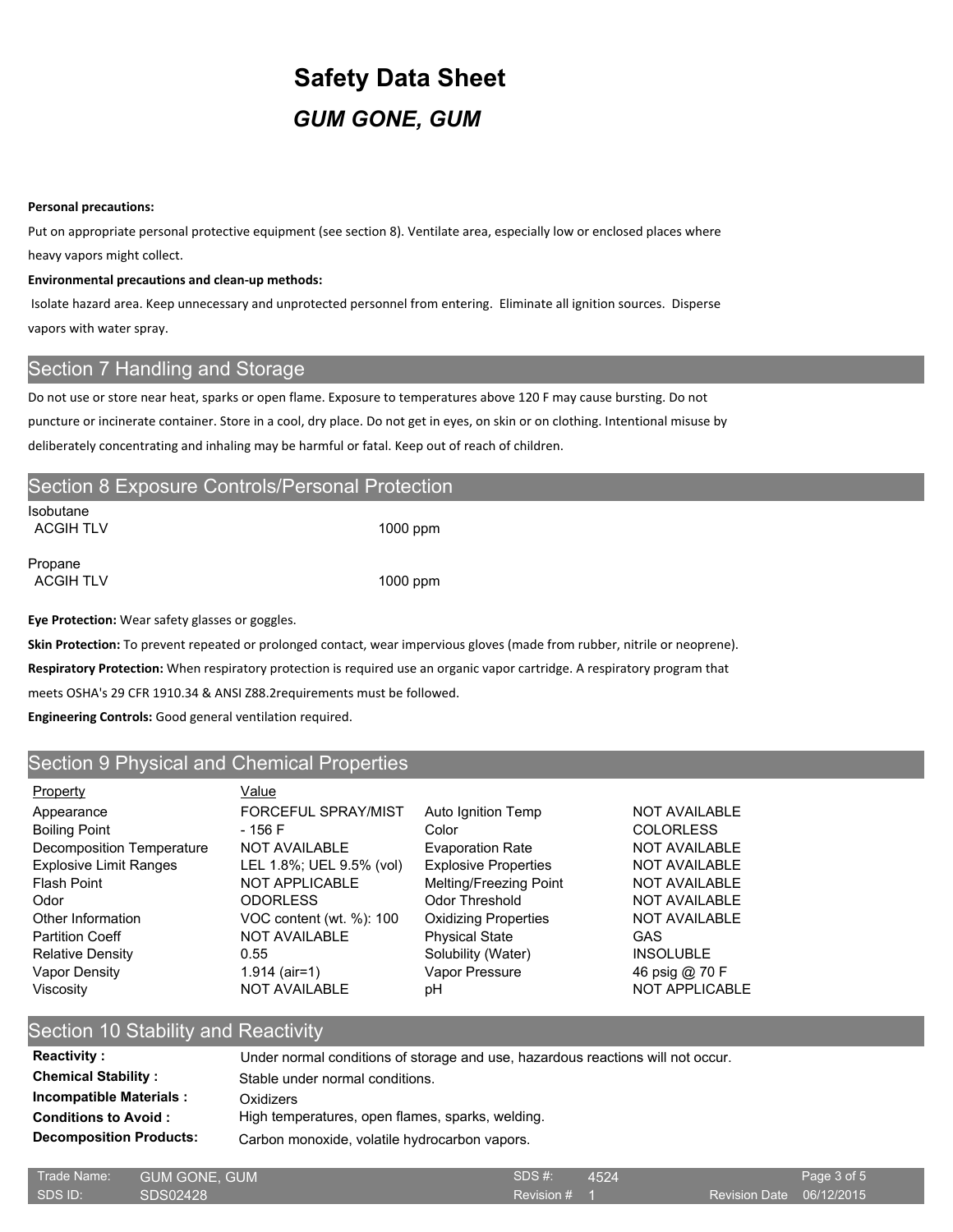# Safety Data Sheet

## *GUM GONE, GUM*

**Personal precautions:**

Put on appropriate personal protective equipment (see section 8). Ventilate area, especially low or enclosed places where heavy vapors might collect.

**Environmental precautions and clean-up methods:**

Isolate hazard area. Keep unnecessary and unprotected personnel from entering. Eliminate all ignition sources. Disperse vapors with water spray.

## Section 7 Handling and Storage

Do not use or store near heat, sparks or open flame. Exposure to temperatures above 120 F may cause bursting. Do not puncture or incinerate container. Store in a cool, dry place. Do not get in eyes, on skin or on clothing. Intentional misuse by deliberately concentrating and inhaling may be harmful or fatal. Keep out of reach of children.

## Section 8 Exposure Controls/Personal Protection

| | |
|---|---|
| Isobutane | |
| ACGIH TLV | 1000 ppm |
| Propane | |
| ACGIH TLV | 1000 ppm |

**Eye Protection:** Wear safety glasses or goggles.

**Skin Protection:** To prevent repeated or prolonged contact, wear impervious gloves (made from rubber, nitrile or neoprene).

**Respiratory Protection:** When respiratory protection is required use an organic vapor cartridge. A respiratory program that meets OSHA's 29 CFR 1910.34 & ANSI Z88.2requirements must be followed.

**Engineering Controls:** Good general ventilation required.

## Section 9 Physical and Chemical Properties

| Property | Value | | |
|---|---|---|---|
| Appearance | FORCEFUL SPRAY/MIST | Auto Ignition Temp | NOT AVAILABLE |
| Boiling Point | - 156 F | Color | COLORLESS |
| Decomposition Temperature | NOT AVAILABLE | Evaporation Rate | NOT AVAILABLE |
| Explosive Limit Ranges | LEL 1.8%; UEL 9.5% (vol) | Explosive Properties | NOT AVAILABLE |
| Flash Point | NOT APPLICABLE | Melting/Freezing Point | NOT AVAILABLE |
| Odor | ODORLESS | Odor Threshold | NOT AVAILABLE |
| Other Information | VOC content (wt. %): 100 | Oxidizing Properties | NOT AVAILABLE |
| Partition Coeff | NOT AVAILABLE | Physical State | GAS |
| Relative Density | 0.55 | Solubility (Water) | INSOLUBLE |
| Vapor Density | 1.914 (air=1) | Vapor Pressure | 46 psig @ 70 F |
| Viscosity | NOT AVAILABLE | pH | NOT APPLICABLE |

## Section 10 Stability and Reactivity

| | |
|---|---|
| **Reactivity :** | Under normal conditions of storage and use, hazardous reactions will not occur. |
| **Chemical Stability :** | Stable under normal conditions. |
| **Incompatible Materials :** | Oxidizers |
| **Conditions to Avoid :** | High temperatures, open flames, sparks, welding. |
| **Decomposition Products:** | Carbon monoxide, volatile hydrocarbon vapors. |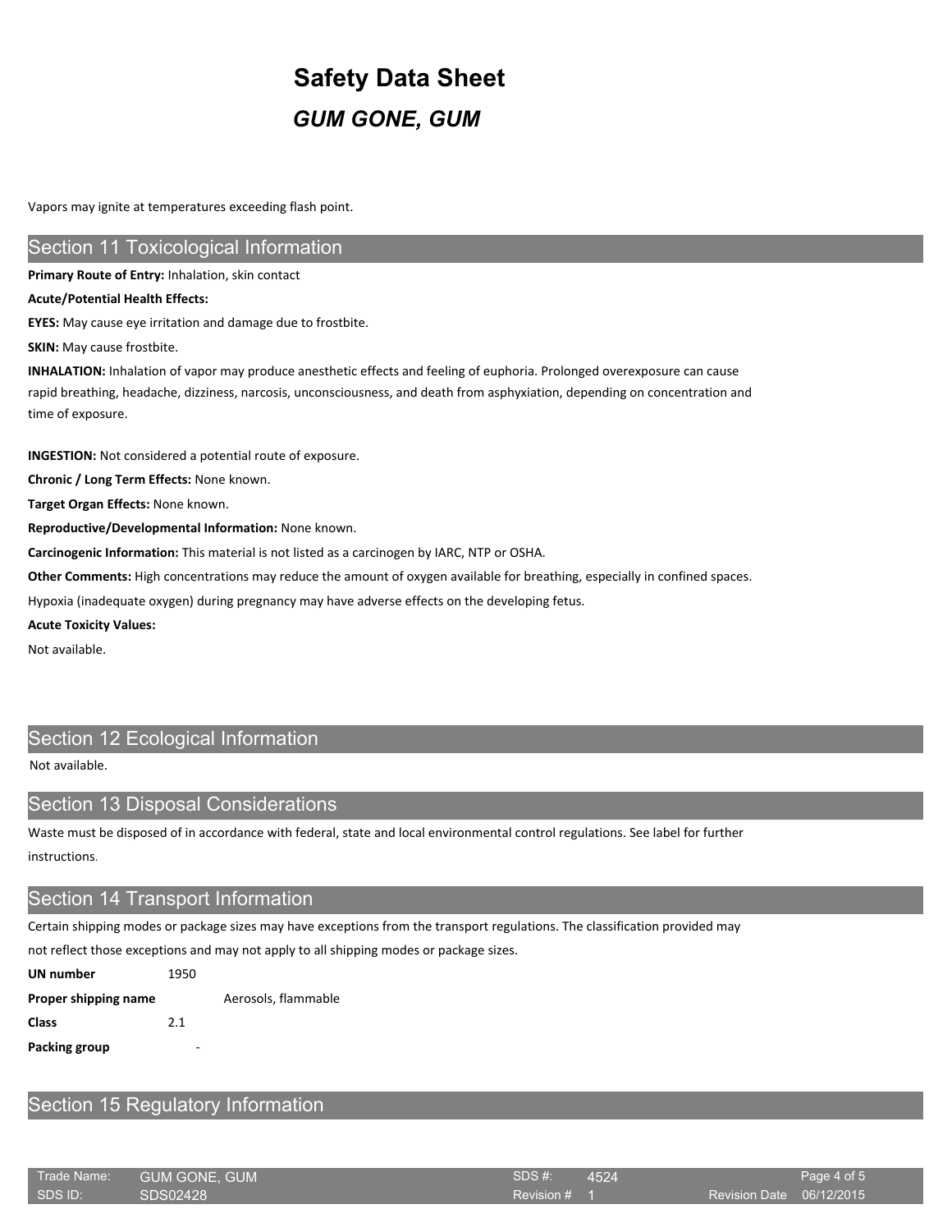Vapors may ignite at temperatures exceeding flash point.

## Section 11 Toxicological Information

**Primary Route of Entry:** Inhalation, skin contact

**Acute/Potential Health Effects:**

**EYES:** May cause eye irritation and damage due to frostbite.

**SKIN:** May cause frostbite.

**INHALATION:** Inhalation of vapor may produce anesthetic effects and feeling of euphoria. Prolonged overexposure can cause rapid breathing, headache, dizziness, narcosis, unconsciousness, and death from asphyxiation, depending on concentration and time of exposure.

**INGESTION:** Not considered a potential route of exposure.

**Chronic / Long Term Effects:** None known.

**Target Organ Effects:** None known.

**Reproductive/Developmental Information:** None known.

**Carcinogenic Information:** This material is not listed as a carcinogen by IARC, NTP or OSHA.

**Other Comments:** High concentrations may reduce the amount of oxygen available for breathing, especially in confined spaces.

Hypoxia (inadequate oxygen) during pregnancy may have adverse effects on the developing fetus.

**Acute Toxicity Values:**

Not available.

## Section 12 Ecological Information

Not available.

## Section 13 Disposal Considerations

Waste must be disposed of in accordance with federal, state and local environmental control regulations. See label for further instructions.

## Section 14 Transport Information

Certain shipping modes or package sizes may have exceptions from the transport regulations. The classification provided may not reflect those exceptions and may not apply to all shipping modes or package sizes.

| | |
|---|---|
| **UN number** | 1950 |
| **Proper shipping name** | Aerosols, flammable |
| **Class** | 2.1 |
| **Packing group** | - |

## Section 15 Regulatory Information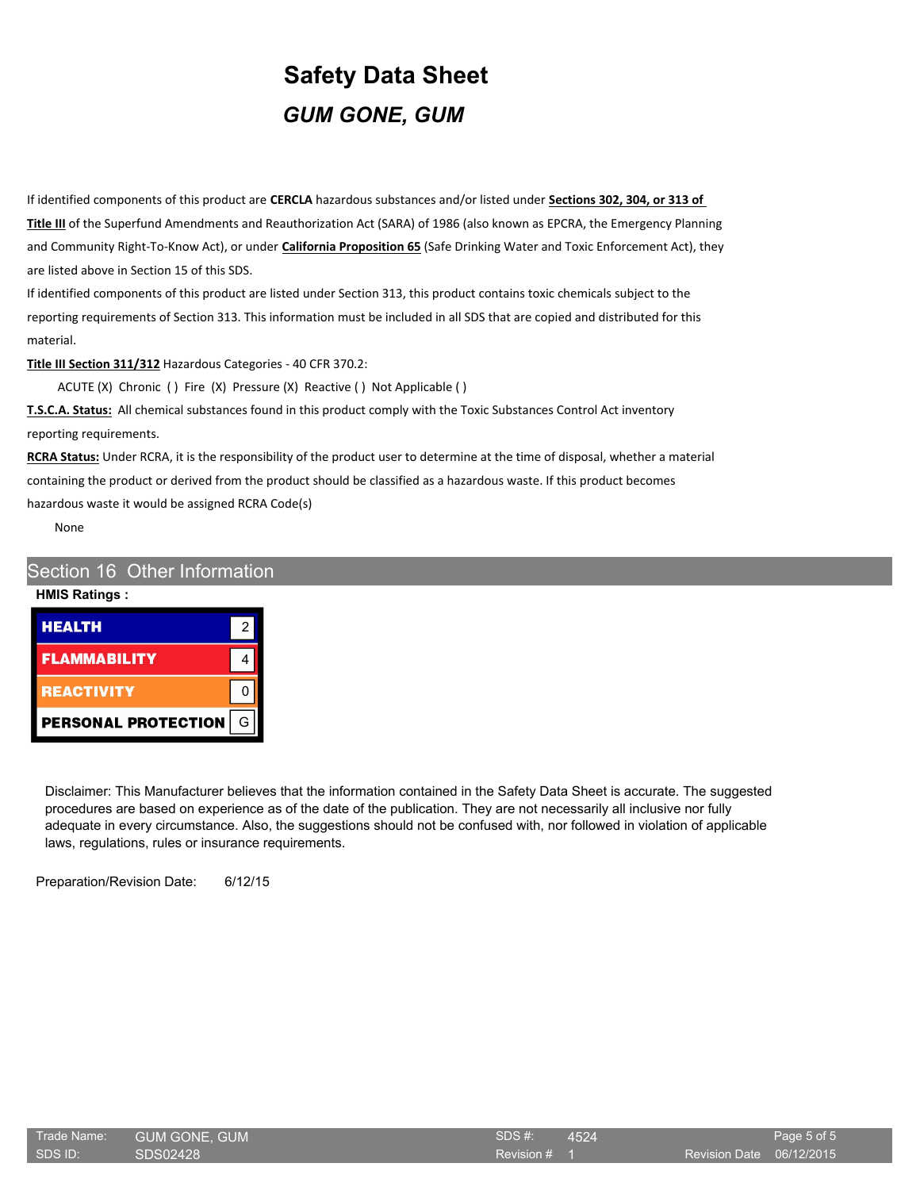# Safety Data Sheet

## *GUM GONE, GUM*

If identified components of this product are **CERCLA** hazardous substances and/or listed under **Sections 302, 304, or 313 of Title III** of the Superfund Amendments and Reauthorization Act (SARA) of 1986 (also known as EPCRA, the Emergency Planning and Community Right-To-Know Act), or under **California Proposition 65** (Safe Drinking Water and Toxic Enforcement Act), they are listed above in Section 15 of this SDS.

If identified components of this product are listed under Section 313, this product contains toxic chemicals subject to the reporting requirements of Section 313. This information must be included in all SDS that are copied and distributed for this material.

**Title III Section 311/312** Hazardous Categories - 40 CFR 370.2:

ACUTE (X) Chronic ( ) Fire (X) Pressure (X) Reactive ( ) Not Applicable ( )

**T.S.C.A. Status:** All chemical substances found in this product comply with the Toxic Substances Control Act inventory reporting requirements.

**RCRA Status:** Under RCRA, it is the responsibility of the product user to determine at the time of disposal, whether a material containing the product or derived from the product should be classified as a hazardous waste. If this product becomes hazardous waste it would be assigned RCRA Code(s)

None

## Section 16 Other Information

**HMIS Ratings :**

| | |
|---|---|
| HEALTH | 2 |
| FLAMMABILITY | 4 |
| REACTIVITY | 0 |
| PERSONAL PROTECTION | G |

Disclaimer: This Manufacturer believes that the information contained in the Safety Data Sheet is accurate. The suggested procedures are based on experience as of the date of the publication. They are not necessarily all inclusive nor fully adequate in every circumstance. Also, the suggestions should not be confused with, nor followed in violation of applicable laws, regulations, rules or insurance requirements.

Preparation/Revision Date: 6/12/15